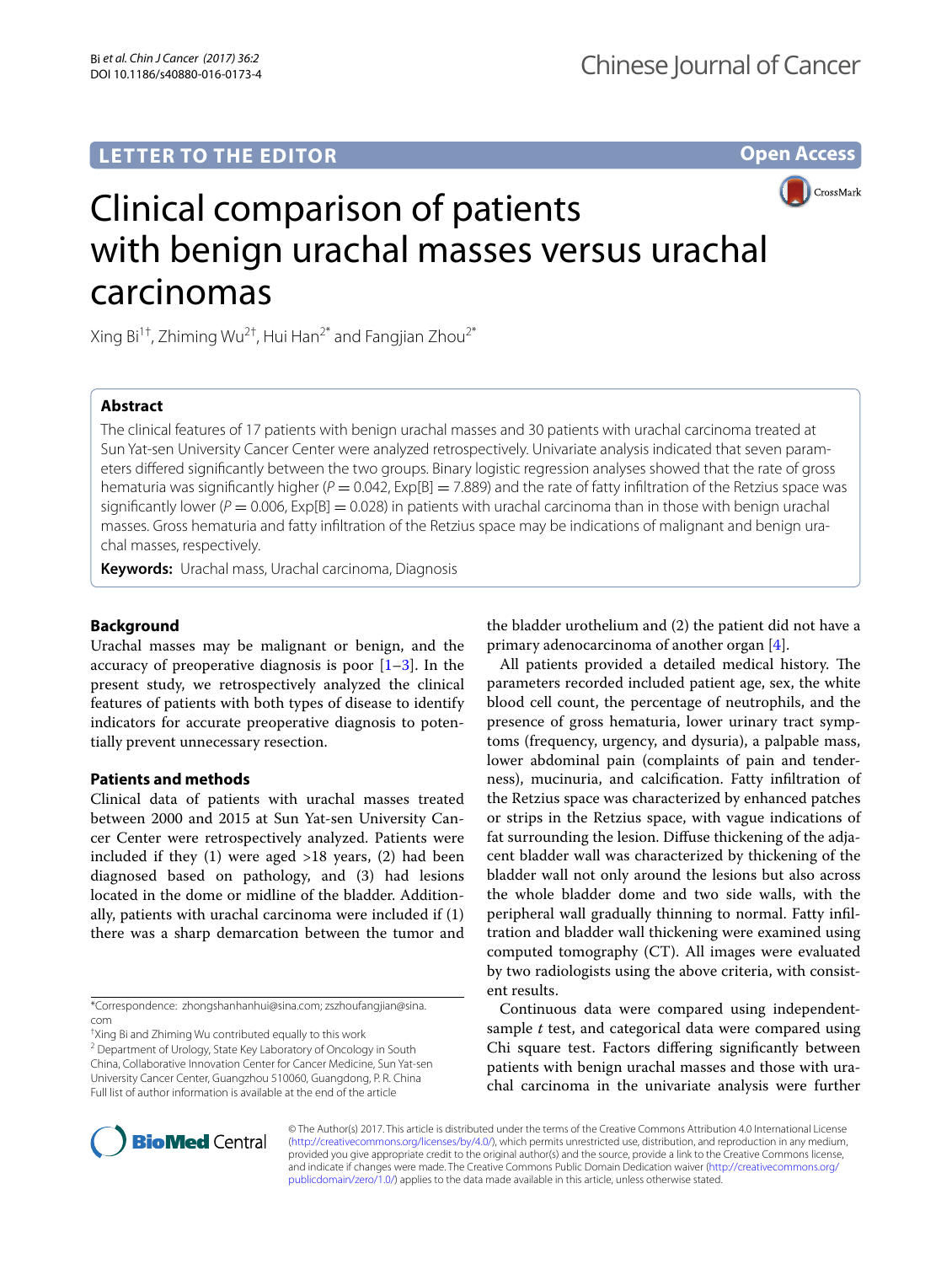LETTER TO THE EDITOR

Open Access

# Clinical comparison of patients with benign urachal masses versus urachal carcinomas

Xing Bi[1†], Zhiming Wu[2†], Hui Han[2*] and Fangjian Zhou[2*]

## Abstract

The clinical features of 17 patients with benign urachal masses and 30 patients with urachal carcinoma treated at Sun Yat-sen University Cancer Center were analyzed retrospectively. Univariate analysis indicated that seven parameters differed significantly between the two groups. Binary logistic regression analyses showed that the rate of gross hematuria was significantly higher ($P = 0.042$, Exp[B] = 7.889) and the rate of fatty infiltration of the Retzius space was significantly lower ($P = 0.006$, Exp[B] = 0.028) in patients with urachal carcinoma than in those with benign urachal masses. Gross hematuria and fatty infiltration of the Retzius space may be indications of malignant and benign urachal masses, respectively.

**Keywords:** Urachal mass, Urachal carcinoma, Diagnosis

## Background

Urachal masses may be malignant or benign, and the accuracy of preoperative diagnosis is poor [1–3]. In the present study, we retrospectively analyzed the clinical features of patients with both types of disease to identify indicators for accurate preoperative diagnosis to potentially prevent unnecessary resection.

## Patients and methods

Clinical data of patients with urachal masses treated between 2000 and 2015 at Sun Yat-sen University Cancer Center were retrospectively analyzed. Patients were included if they (1) were aged >18 years, (2) had been diagnosed based on pathology, and (3) had lesions located in the dome or midline of the bladder. Additionally, patients with urachal carcinoma were included if (1) there was a sharp demarcation between the tumor and the bladder urothelium and (2) the patient did not have a primary adenocarcinoma of another organ [4].

All patients provided a detailed medical history. The parameters recorded included patient age, sex, the white blood cell count, the percentage of neutrophils, and the presence of gross hematuria, lower urinary tract symptoms (frequency, urgency, and dysuria), a palpable mass, lower abdominal pain (complaints of pain and tenderness), mucinuria, and calcification. Fatty infiltration of the Retzius space was characterized by enhanced patches or strips in the Retzius space, with vague indications of fat surrounding the lesion. Diffuse thickening of the adjacent bladder wall was characterized by thickening of the bladder wall not only around the lesions but also across the whole bladder dome and two side walls, with the peripheral wall gradually thinning to normal. Fatty infiltration and bladder wall thickening were examined using computed tomography (CT). All images were evaluated by two radiologists using the above criteria, with consistent results.

Continuous data were compared using independent-sample *t* test, and categorical data were compared using Chi square test. Factors differing significantly between patients with benign urachal masses and those with urachal carcinoma in the univariate analysis were further

*Correspondence: zhongshanhanhui@sina.com; zszhoufangjian@sina.com

†Xing Bi and Zhiming Wu contributed equally to this work

[2] Department of Urology, State Key Laboratory of Oncology in South China, Collaborative Innovation Center for Cancer Medicine, Sun Yat-sen University Cancer Center, Guangzhou 510060, Guangdong, P. R. China

Full list of author information is available at the end of the article

© The Author(s) 2017. This article is distributed under the terms of the Creative Commons Attribution 4.0 International License (http://creativecommons.org/licenses/by/4.0/), which permits unrestricted use, distribution, and reproduction in any medium, provided you give appropriate credit to the original author(s) and the source, provide a link to the Creative Commons license, and indicate if changes were made. The Creative Commons Public Domain Dedication waiver (http://creativecommons.org/publicdomain/zero/1.0/) applies to the data made available in this article, unless otherwise stated.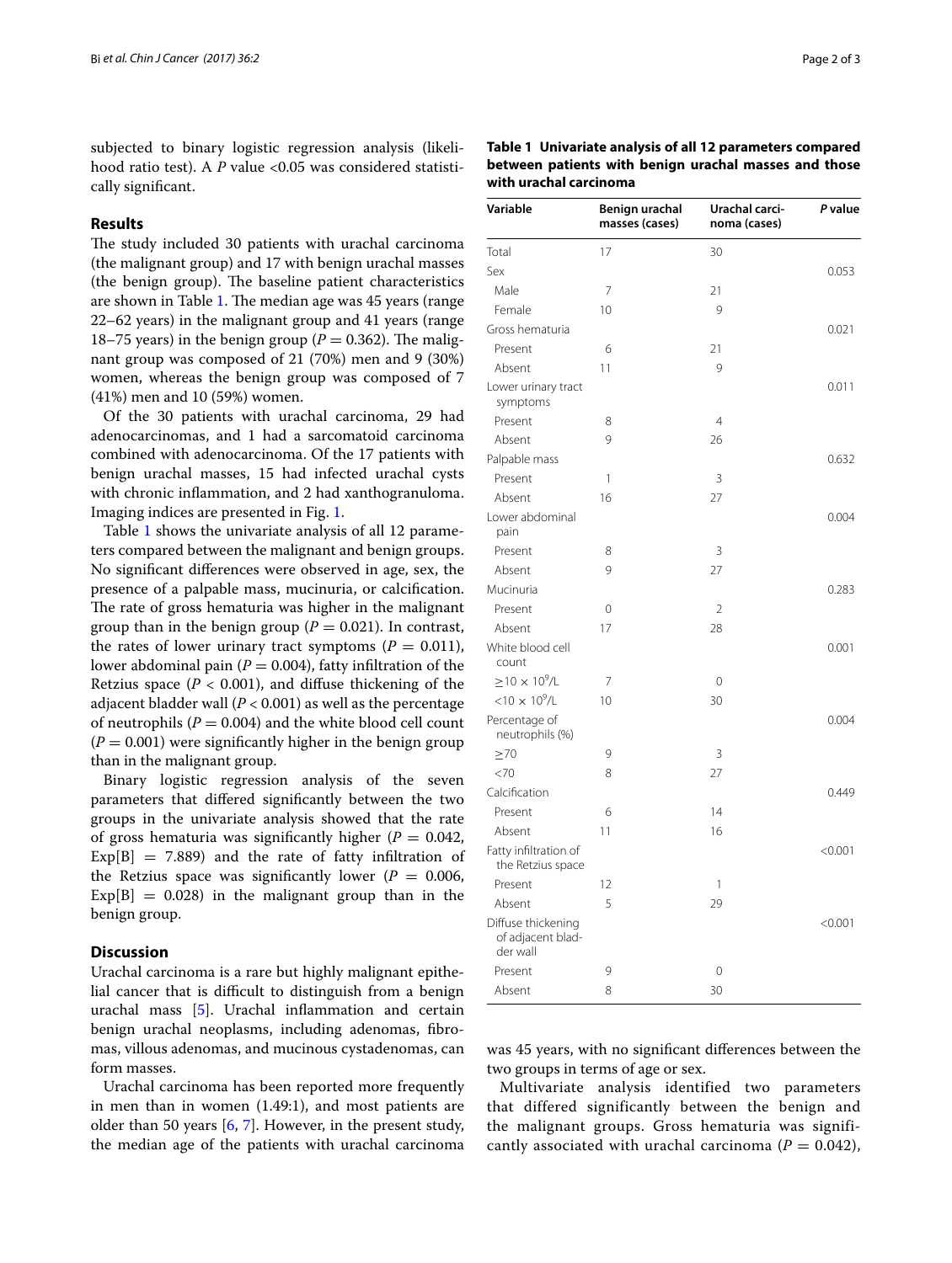subjected to binary logistic regression analysis (likelihood ratio test). A *P* value <0.05 was considered statistically significant.

## Results

The study included 30 patients with urachal carcinoma (the malignant group) and 17 with benign urachal masses (the benign group). The baseline patient characteristics are shown in Table 1. The median age was 45 years (range 22–62 years) in the malignant group and 41 years (range 18–75 years) in the benign group ($P = 0.362$). The malignant group was composed of 21 (70%) men and 9 (30%) women, whereas the benign group was composed of 7 (41%) men and 10 (59%) women.

Of the 30 patients with urachal carcinoma, 29 had adenocarcinomas, and 1 had a sarcomatoid carcinoma combined with adenocarcinoma. Of the 17 patients with benign urachal masses, 15 had infected urachal cysts with chronic inflammation, and 2 had xanthogranuloma. Imaging indices are presented in Fig. 1.

Table 1 shows the univariate analysis of all 12 parameters compared between the malignant and benign groups. No significant differences were observed in age, sex, the presence of a palpable mass, mucinuria, or calcification. The rate of gross hematuria was higher in the malignant group than in the benign group ($P = 0.021$). In contrast, the rates of lower urinary tract symptoms ($P = 0.011$), lower abdominal pain ($P = 0.004$), fatty infiltration of the Retzius space ($P < 0.001$), and diffuse thickening of the adjacent bladder wall ($P < 0.001$) as well as the percentage of neutrophils ($P = 0.004$) and the white blood cell count ($P = 0.001$) were significantly higher in the benign group than in the malignant group.

Binary logistic regression analysis of the seven parameters that differed significantly between the two groups in the univariate analysis showed that the rate of gross hematuria was significantly higher ($P = 0.042$, $\text{Exp}[B] = 7.889$) and the rate of fatty infiltration of the Retzius space was significantly lower ($P = 0.006$, $\text{Exp}[B] = 0.028$) in the malignant group than in the benign group.

## Discussion

Urachal carcinoma is a rare but highly malignant epithelial cancer that is difficult to distinguish from a benign urachal mass [5]. Urachal inflammation and certain benign urachal neoplasms, including adenomas, fibromas, villous adenomas, and mucinous cystadenomas, can form masses.

Urachal carcinoma has been reported more frequently in men than in women (1.49:1), and most patients are older than 50 years [6, 7]. However, in the present study, the median age of the patients with urachal carcinoma was 45 years, with no significant differences between the two groups in terms of age or sex.

Multivariate analysis identified two parameters that differed significantly between the benign and the malignant groups. Gross hematuria was significantly associated with urachal carcinoma ($P = 0.042$),

**Table 1 Univariate analysis of all 12 parameters compared between patients with benign urachal masses and those with urachal carcinoma**

| Variable | Benign urachal masses (cases) | Urachal carcinoma (cases) | *P* value |
|---|---|---|---|
| Total | 17 | 30 | |
| Sex | | | 0.053 |
| Male | 7 | 21 | |
| Female | 10 | 9 | |
| Gross hematuria | | | 0.021 |
| Present | 6 | 21 | |
| Absent | 11 | 9 | |
| Lower urinary tract symptoms | | | 0.011 |
| Present | 8 | 4 | |
| Absent | 9 | 26 | |
| Palpable mass | | | 0.632 |
| Present | 1 | 3 | |
| Absent | 16 | 27 | |
| Lower abdominal pain | | | 0.004 |
| Present | 8 | 3 | |
| Absent | 9 | 27 | |
| Mucinuria | | | 0.283 |
| Present | 0 | 2 | |
| Absent | 17 | 28 | |
| White blood cell count | | | 0.001 |
| $\geq 10 \times 10^9$/L | 7 | 0 | |
| $< 10 \times 10^9$/L | 10 | 30 | |
| Percentage of neutrophils (%) | | | 0.004 |
| $\geq 70$ | 9 | 3 | |
| $< 70$ | 8 | 27 | |
| Calcification | | | 0.449 |
| Present | 6 | 14 | |
| Absent | 11 | 16 | |
| Fatty infiltration of the Retzius space | | | <0.001 |
| Present | 12 | 1 | |
| Absent | 5 | 29 | |
| Diffuse thickening of adjacent bladder wall | | | <0.001 |
| Present | 9 | 0 | |
| Absent | 8 | 30 | |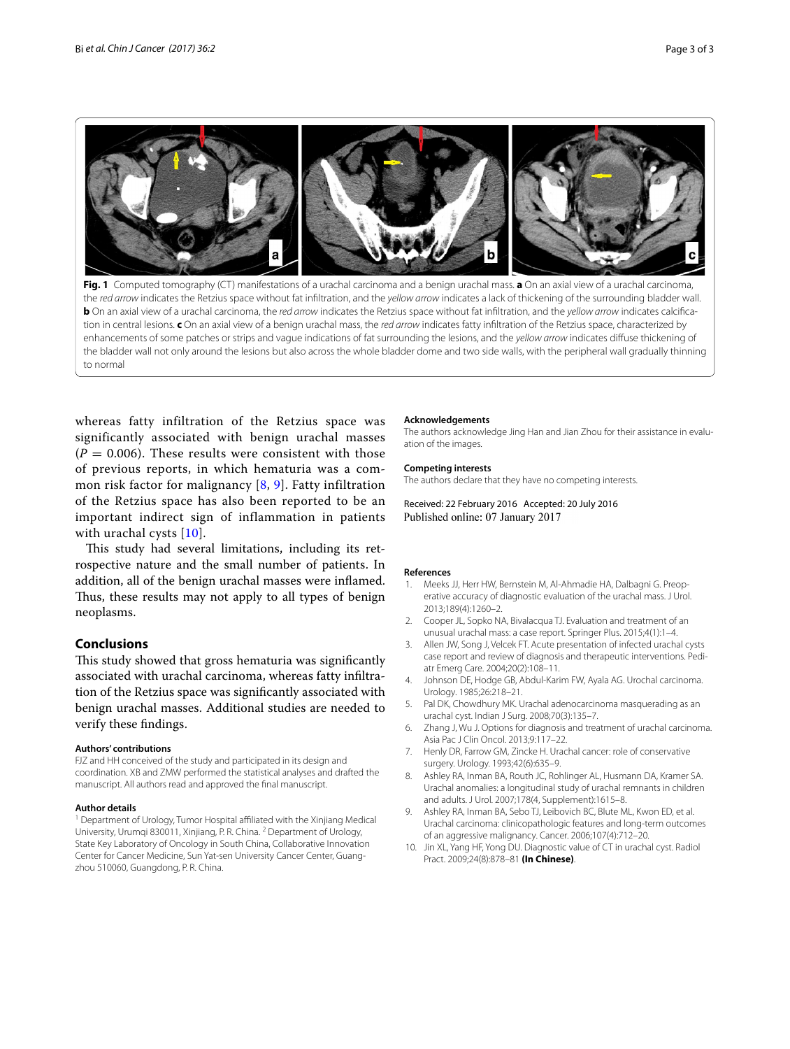Fig. 1 Computed tomography (CT) manifestations of a urachal carcinoma and a benign urachal mass. **a** On an axial view of a urachal carcinoma, the *red arrow* indicates the Retzius space without fat infiltration, and the *yellow arrow* indicates a lack of thickening of the surrounding bladder wall. **b** On an axial view of a urachal carcinoma, the *red arrow* indicates the Retzius space without fat infiltration, and the *yellow arrow* indicates calcification in central lesions. **c** On an axial view of a benign urachal mass, the *red arrow* indicates fatty infiltration of the Retzius space, characterized by enhancements of some patches or strips and vague indications of fat surrounding the lesions, and the *yellow arrow* indicates diffuse thickening of the bladder wall not only around the lesions but also across the whole bladder dome and two side walls, with the peripheral wall gradually thinning to normal

whereas fatty infiltration of the Retzius space was significantly associated with benign urachal masses ($P = 0.006$). These results were consistent with those of previous reports, in which hematuria was a common risk factor for malignancy [8, 9]. Fatty infiltration of the Retzius space has also been reported to be an important indirect sign of inflammation in patients with urachal cysts [10].

This study had several limitations, including its retrospective nature and the small number of patients. In addition, all of the benign urachal masses were inflamed. Thus, these results may not apply to all types of benign neoplasms.

## Conclusions

This study showed that gross hematuria was significantly associated with urachal carcinoma, whereas fatty infiltration of the Retzius space was significantly associated with benign urachal masses. Additional studies are needed to verify these findings.

### Authors' contributions

FJZ and HH conceived of the study and participated in its design and coordination. XB and ZMW performed the statistical analyses and drafted the manuscript. All authors read and approved the final manuscript.

### Author details

[1] Department of Urology, Tumor Hospital affiliated with the Xinjiang Medical University, Urumqi 830011, Xinjiang, P. R. China. [2] Department of Urology, State Key Laboratory of Oncology in South China, Collaborative Innovation Center for Cancer Medicine, Sun Yat-sen University Cancer Center, Guangzhou 510060, Guangdong, P. R. China.

### Acknowledgements

The authors acknowledge Jing Han and Jian Zhou for their assistance in evaluation of the images.

### Competing interests

The authors declare that they have no competing interests.

Received: 22 February 2016 Accepted: 20 July 2016
Published online: 07 January 2017

### References

1. Meeks JJ, Herr HW, Bernstein M, Al-Ahmadie HA, Dalbagni G. Preoperative accuracy of diagnostic evaluation of the urachal mass. J Urol. 2013;189(4):1260–2.
2. Cooper JL, Sopko NA, Bivalacqua TJ. Evaluation and treatment of an unusual urachal mass: a case report. Springer Plus. 2015;4(1):1–4.
3. Allen JW, Song J, Velcek FT. Acute presentation of infected urachal cysts case report and review of diagnosis and therapeutic interventions. Pediatr Emerg Care. 2004;20(2):108–11.
4. Johnson DE, Hodge GB, Abdul-Karim FW, Ayala AG. Urochal carcinoma. Urology. 1985;26:218–21.
5. Pal DK, Chowdhury MK. Urachal adenocarcinoma masquerading as an urachal cyst. Indian J Surg. 2008;70(3):135–7.
6. Zhang J, Wu J. Options for diagnosis and treatment of urachal carcinoma. Asia Pac J Clin Oncol. 2013;9:117–22.
7. Henly DR, Farrow GM, Zincke H. Urachal cancer: role of conservative surgery. Urology. 1993;42(6):635–9.
8. Ashley RA, Inman BA, Routh JC, Rohlinger AL, Husmann DA, Kramer SA. Urachal anomalies: a longitudinal study of urachal remnants in children and adults. J Urol. 2007;178(4, Supplement):1615–8.
9. Ashley RA, Inman BA, Sebo TJ, Leibovich BC, Blute ML, Kwon ED, et al. Urachal carcinoma: clinicopathologic features and long-term outcomes of an aggressive malignancy. Cancer. 2006;107(4):712–20.
10. Jin XL, Yang HF, Yong DU. Diagnostic value of CT in urachal cyst. Radiol Pract. 2009;24(8):878–81 **(In Chinese)**.